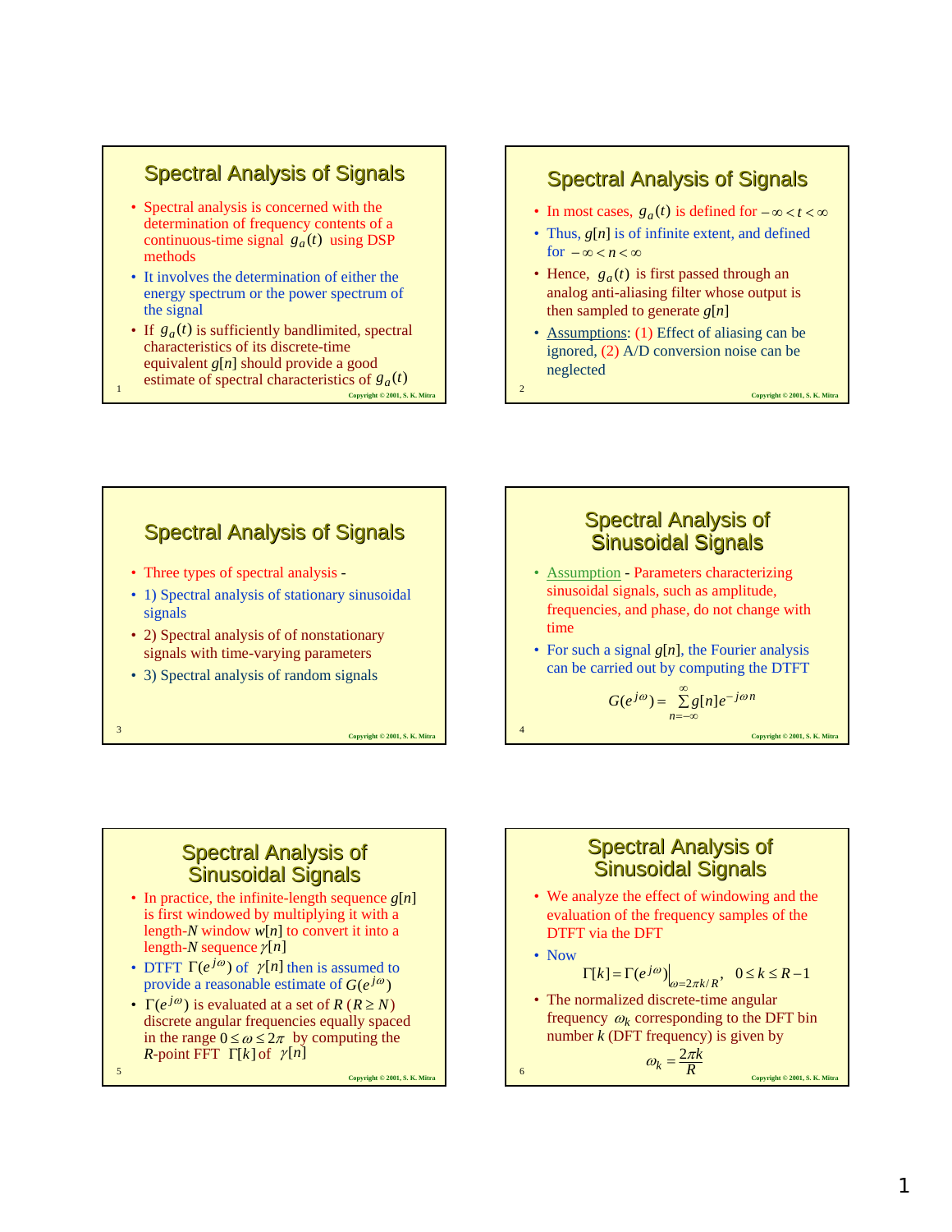## Spectral Analysis of Signals

- Spectral analysis is concerned with the determination of frequency contents of a continuous-time signal $g_a(t)$ using DSP methods
- It involves the determination of either the energy spectrum or the power spectrum of the signal
- If $g_a(t)$ is sufficiently bandlimited, spectral characteristics of its discrete-time equivalent $g[n]$ should provide a good estimate of spectral characteristics of $g_a(t)$

## Spectral Analysis of Signals

- In most cases, $g_a(t)$ is defined for $-\infty < t < \infty$
- Thus, $g[n]$ is of infinite extent, and defined for $-\infty < n < \infty$
- Hence, $g_a(t)$ is first passed through an analog anti-aliasing filter whose output is then sampled to generate $g[n]$
- Assumptions: (1) Effect of aliasing can be ignored, (2) A/D conversion noise can be neglected

## Spectral Analysis of Signals

- Three types of spectral analysis -
- 1) Spectral analysis of stationary sinusoidal signals
- 2) Spectral analysis of of nonstationary signals with time-varying parameters
- 3) Spectral analysis of random signals

## Spectral Analysis of Sinusoidal Signals

- Assumption - Parameters characterizing sinusoidal signals, such as amplitude, frequencies, and phase, do not change with time
- For such a signal $g[n]$, the Fourier analysis can be carried out by computing the DTFT

$$G(e^{j\omega}) = \sum_{n=-\infty}^{\infty} g[n]e^{-j\omega n}$$

## Spectral Analysis of Sinusoidal Signals

- In practice, the infinite-length sequence $g[n]$ is first windowed by multiplying it with a length-$N$ window $w[n]$ to convert it into a length-$N$ sequence $\gamma[n]$
- DTFT $\Gamma(e^{j\omega})$ of $\gamma[n]$ then is assumed to provide a reasonable estimate of $G(e^{j\omega})$
- $\Gamma(e^{j\omega})$ is evaluated at a set of $R$ $(R \geq N)$ discrete angular frequencies equally spaced in the range $0 \leq \omega \leq 2\pi$ by computing the $R$-point FFT $\Gamma[k]$ of $\gamma[n]$

## Spectral Analysis of Sinusoidal Signals

- We analyze the effect of windowing and the evaluation of the frequency samples of the DTFT via the DFT
- Now

$$\Gamma[k] = \Gamma(e^{j\omega})\Big|_{\omega=2\pi k/R}, \quad 0 \leq k \leq R-1$$

- The normalized discrete-time angular frequency $\omega_k$ corresponding to the DFT bin number $k$ (DFT frequency) is given by

$$\omega_k = \frac{2\pi k}{R}$$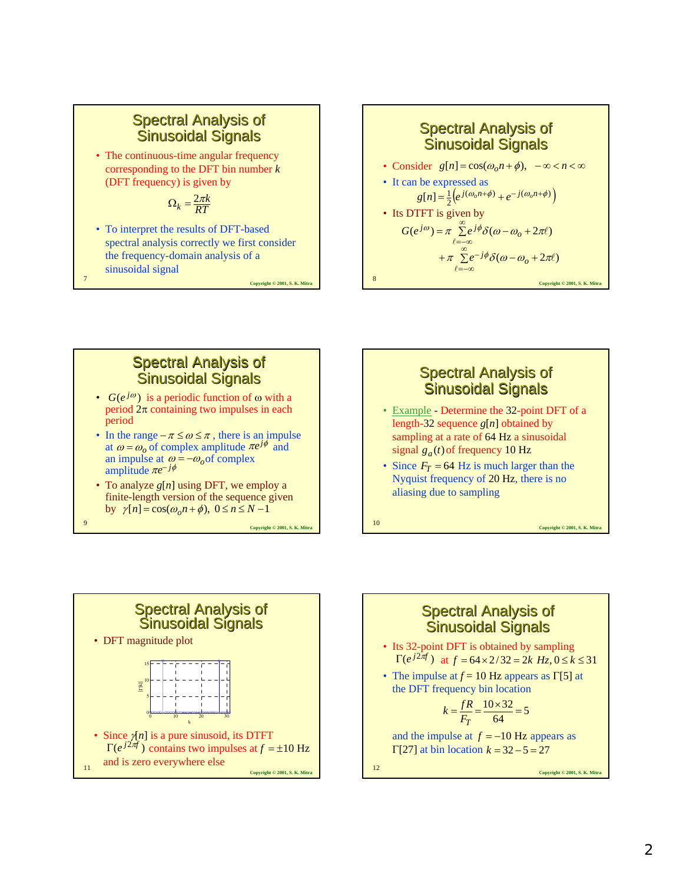## Spectral Analysis of Sinusoidal Signals

- The continuous-time angular frequency corresponding to the DFT bin number $k$ (DFT frequency) is given by

$$\Omega_k = \frac{2\pi k}{RT}$$

- To interpret the results of DFT-based spectral analysis correctly we first consider the frequency-domain analysis of a sinusoidal signal

## Spectral Analysis of Sinusoidal Signals

- Consider $g[n] = \cos(\omega_o n + \phi), \quad -\infty < n < \infty$
- It can be expressed as

$$g[n] = \tfrac{1}{2}\left(e^{j(\omega_o n + \phi)} + e^{-j(\omega_o n + \phi)}\right)$$

- Its DTFT is given by

$$G(e^{j\omega}) = \pi \sum_{\ell=-\infty}^{\infty} e^{j\phi}\delta(\omega - \omega_o + 2\pi\ell) + \pi \sum_{\ell=-\infty}^{\infty} e^{-j\phi}\delta(\omega - \omega_o + 2\pi\ell)$$

## Spectral Analysis of Sinusoidal Signals

- $G(e^{j\omega})$ is a periodic function of ω with a period 2π containing two impulses in each period
- In the range $-\pi \le \omega \le \pi$, there is an impulse at $\omega = \omega_o$ of complex amplitude $\pi e^{j\phi}$ and an impulse at $\omega = -\omega_o$ of complex amplitude $\pi e^{-j\phi}$
- To analyze $g[n]$ using DFT, we employ a finite-length version of the sequence given by $\gamma[n] = \cos(\omega_o n + \phi), \; 0 \le n \le N-1$

## Spectral Analysis of Sinusoidal Signals

- Example - Determine the 32-point DFT of a length-32 sequence $g[n]$ obtained by sampling at a rate of 64 Hz a sinusoidal signal $g_a(t)$ of frequency 10 Hz
- Since $F_T = 64$ Hz is much larger than the Nyquist frequency of 20 Hz, there is no aliasing due to sampling

## Spectral Analysis of Sinusoidal Signals

- DFT magnitude plot

- Since $\gamma[n]$ is a pure sinusoid, its DTFT $\Gamma(e^{j2\pi f})$ contains two impulses at $f = \pm 10$ Hz and is zero everywhere else

## Spectral Analysis of Sinusoidal Signals

- Its 32-point DFT is obtained by sampling $\Gamma(e^{j2\pi f})$ at $f = 64 \times 2/32 = 2k$ Hz, $0 \le k \le 31$
- The impulse at $f = 10$ Hz appears as $\Gamma[5]$ at the DFT frequency bin location

$$k = \frac{fR}{F_T} = \frac{10 \times 32}{64} = 5$$

and the impulse at $f = -10$ Hz appears as $\Gamma[27]$ at bin location $k = 32 - 5 = 27$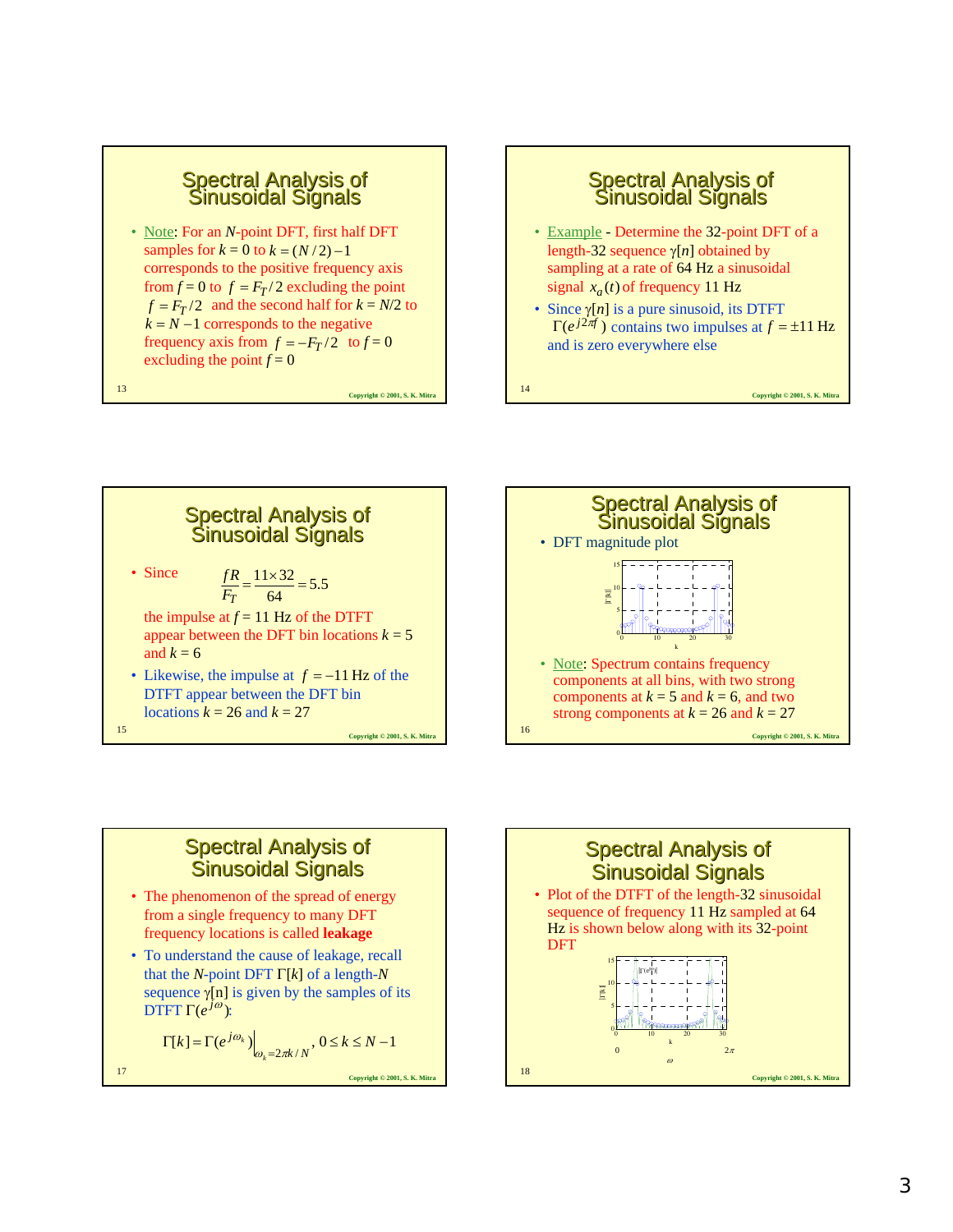## Spectral Analysis of Sinusoidal Signals

- Note: For an $N$-point DFT, first half DFT samples for $k = 0$ to $k = (N/2)-1$ corresponds to the positive frequency axis from $f = 0$ to $f = F_T/2$ excluding the point $f = F_T/2$ and the second half for $k = N/2$ to $k = N-1$ corresponds to the negative frequency axis from $f = -F_T/2$ to $f = 0$ excluding the point $f = 0$

## Spectral Analysis of Sinusoidal Signals

- Example - Determine the 32-point DFT of a length-32 sequence $\gamma[n]$ obtained by sampling at a rate of 64 Hz a sinusoidal signal $x_a(t)$ of frequency 11 Hz
- Since $\gamma[n]$ is a pure sinusoid, its DTFT $\Gamma(e^{j2\pi f})$ contains two impulses at $f = \pm 11$ Hz and is zero everywhere else

## Spectral Analysis of Sinusoidal Signals

- Since
$$\frac{fR}{F_T} = \frac{11 \times 32}{64} = 5.5$$
the impulse at $f = 11$ Hz of the DTFT appear between the DFT bin locations $k = 5$ and $k = 6$
- Likewise, the impulse at $f = -11$ Hz of the DTFT appear between the DFT bin locations $k = 26$ and $k = 27$

## Spectral Analysis of Sinusoidal Signals

- DFT magnitude plot

- Note: Spectrum contains frequency components at all bins, with two strong components at $k = 5$ and $k = 6$, and two strong components at $k = 26$ and $k = 27$

## Spectral Analysis of Sinusoidal Signals

- The phenomenon of the spread of energy from a single frequency to many DFT frequency locations is called **leakage**
- To understand the cause of leakage, recall that the $N$-point DFT $\Gamma[k]$ of a length-$N$ sequence $\gamma[n]$ is given by the samples of its DTFT $\Gamma(e^{j\omega})$:
$$\Gamma[k] = \Gamma(e^{j\omega_k})\Big|_{\omega_k = 2\pi k/N}, \quad 0 \le k \le N-1$$

## Spectral Analysis of Sinusoidal Signals

- Plot of the DTFT of the length-32 sinusoidal sequence of frequency 11 Hz sampled at 64 Hz is shown below along with its 32-point DFT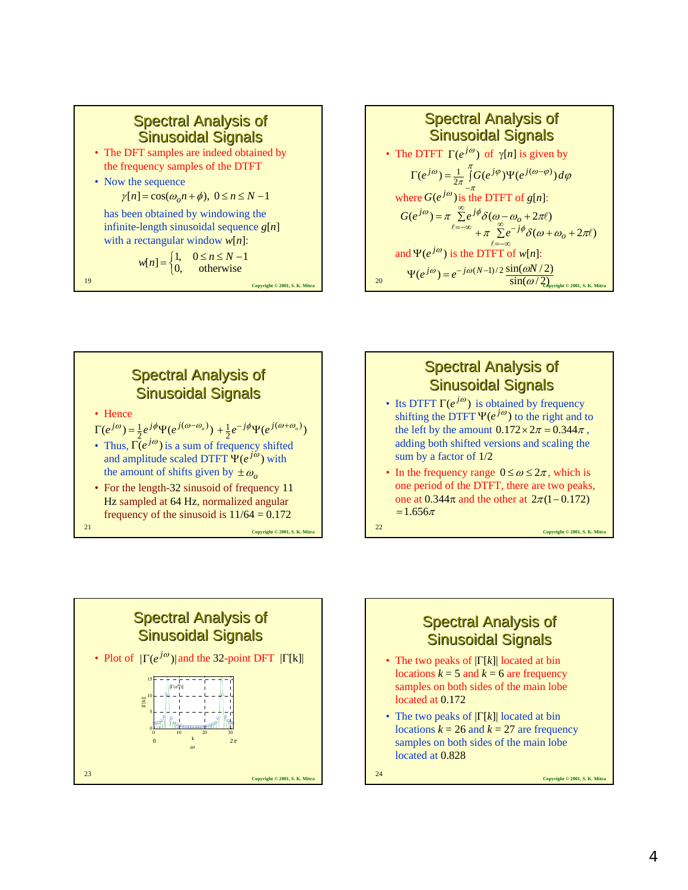## Spectral Analysis of Sinusoidal Signals

- The DFT samples are indeed obtained by the frequency samples of the DTFT
- Now the sequence

$$\gamma[n] = \cos(\omega_o n + \phi), \; 0 \le n \le N-1$$

has been obtained by windowing the infinite-length sinusoidal sequence $g[n]$ with a rectangular window $w[n]$:

$$w[n] = \begin{cases} 1, & 0 \le n \le N-1 \\ 0, & \text{otherwise} \end{cases}$$

## Spectral Analysis of Sinusoidal Signals

- The DTFT $\Gamma(e^{j\omega})$ of $\gamma[n]$ is given by

$$\Gamma(e^{j\omega}) = \frac{1}{2\pi}\int_{-\pi}^{\pi} G(e^{j\varphi})\Psi(e^{j(\omega-\varphi)})\,d\varphi$$

where $G(e^{j\omega})$ is the DTFT of $g[n]$:

$$G(e^{j\omega}) = \pi \sum_{\ell=-\infty}^{\infty} e^{j\phi}\delta(\omega - \omega_o + 2\pi\ell) + \pi \sum_{\ell=-\infty}^{\infty} e^{-j\phi}\delta(\omega + \omega_o + 2\pi\ell)$$

and $\Psi(e^{j\omega})$ is the DTFT of $w[n]$:

$$\Psi(e^{j\omega}) = e^{-j\omega(N-1)/2}\frac{\sin(\omega N/2)}{\sin(\omega/2)}$$

## Spectral Analysis of Sinusoidal Signals

- Hence

$$\Gamma(e^{j\omega}) = \tfrac{1}{2}e^{j\phi}\Psi(e^{j(\omega-\omega_o)}) + \tfrac{1}{2}e^{-j\phi}\Psi(e^{j(\omega+\omega_o)})$$

- Thus, $\Gamma(e^{j\omega})$ is a sum of frequency shifted and amplitude scaled DTFT $\Psi(e^{j\omega})$ with the amount of shifts given by $\pm\omega_o$
- For the length-32 sinusoid of frequency 11 Hz sampled at 64 Hz, normalized angular frequency of the sinusoid is 11/64 = 0.172

## Spectral Analysis of Sinusoidal Signals

- Its DTFT $\Gamma(e^{j\omega})$ is obtained by frequency shifting the DTFT $\Psi(e^{j\omega})$ to the right and to the left by the amount $0.172 \times 2\pi = 0.344\pi$, adding both shifted versions and scaling the sum by a factor of 1/2
- In the frequency range $0 \le \omega \le 2\pi$, which is one period of the DTFT, there are two peaks, one at $0.344\pi$ and the other at $2\pi(1-0.172) = 1.656\pi$

## Spectral Analysis of Sinusoidal Signals

- Plot of $|\Gamma(e^{j\omega})|$ and the 32-point DFT $|\Gamma[k]|$

## Spectral Analysis of Sinusoidal Signals

- The two peaks of $|\Gamma[k]|$ located at bin locations $k$ = 5 and $k$ = 6 are frequency samples on both sides of the main lobe located at 0.172
- The two peaks of $|\Gamma[k]|$ located at bin locations $k$ = 26 and $k$ = 27 are frequency samples on both sides of the main lobe located at 0.828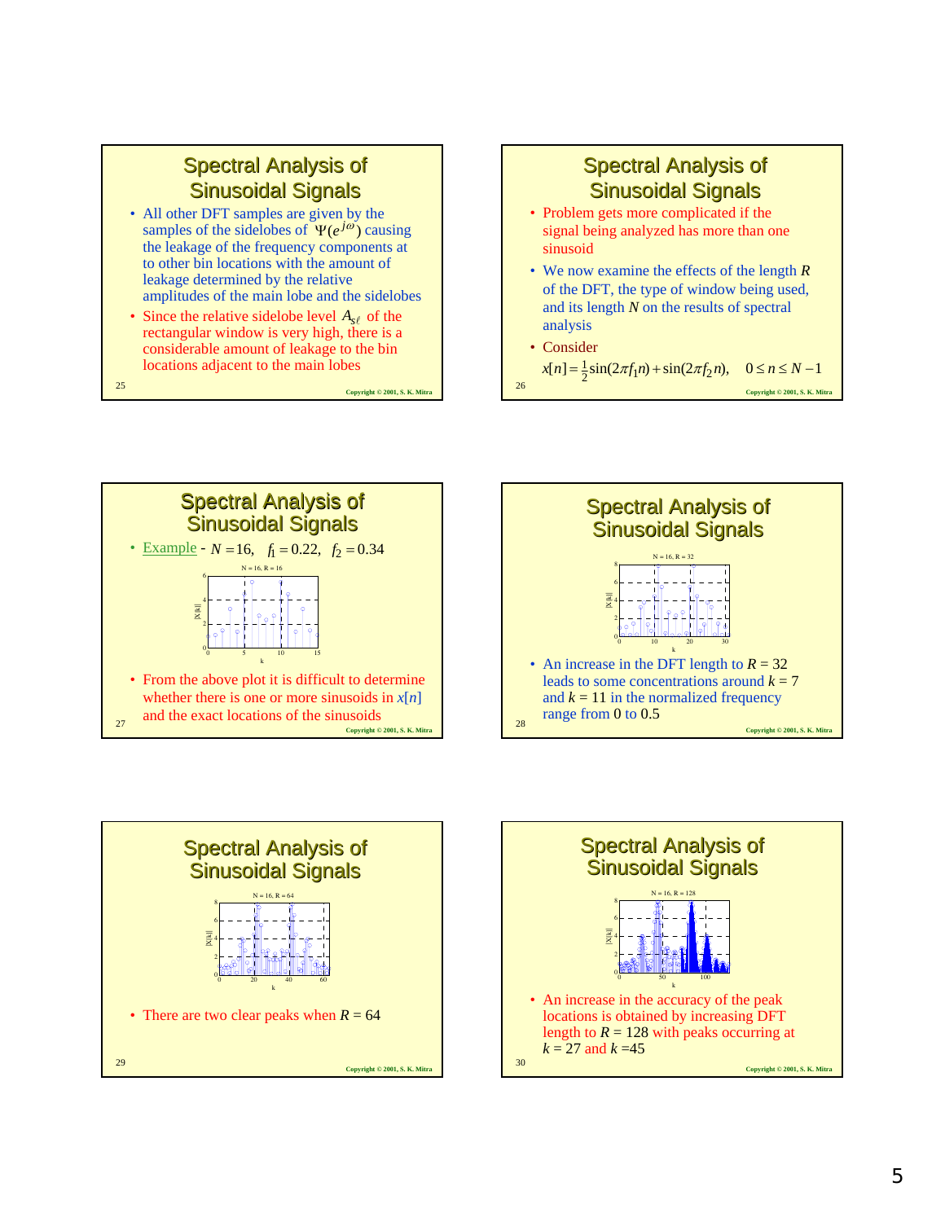## Spectral Analysis of Sinusoidal Signals

- All other DFT samples are given by the samples of the sidelobes of $\Psi(e^{j\omega})$ causing the leakage of the frequency components at to other bin locations with the amount of leakage determined by the relative amplitudes of the main lobe and the sidelobes
- Since the relative sidelobe level $A_{s\ell}$ of the rectangular window is very high, there is a considerable amount of leakage to the bin locations adjacent to the main lobes

## Spectral Analysis of Sinusoidal Signals

- Problem gets more complicated if the signal being analyzed has more than one sinusoid
- We now examine the effects of the length $R$ of the DFT, the type of window being used, and its length $N$ on the results of spectral analysis
- Consider

$$x[n] = \tfrac{1}{2}\sin(2\pi f_1 n) + \sin(2\pi f_2 n), \quad 0 \le n \le N-1$$

## Spectral Analysis of Sinusoidal Signals

- Example - $N = 16, \quad f_1 = 0.22, \quad f_2 = 0.34$

- From the above plot it is difficult to determine whether there is one or more sinusoids in $x[n]$ and the exact locations of the sinusoids

## Spectral Analysis of Sinusoidal Signals

- An increase in the DFT length to $R = 32$ leads to some concentrations around $k = 7$ and $k = 11$ in the normalized frequency range from 0 to 0.5

## Spectral Analysis of Sinusoidal Signals

- There are two clear peaks when $R = 64$

## Spectral Analysis of Sinusoidal Signals

- An increase in the accuracy of the peak locations is obtained by increasing DFT length to $R = 128$ with peaks occurring at $k = 27$ and $k = 45$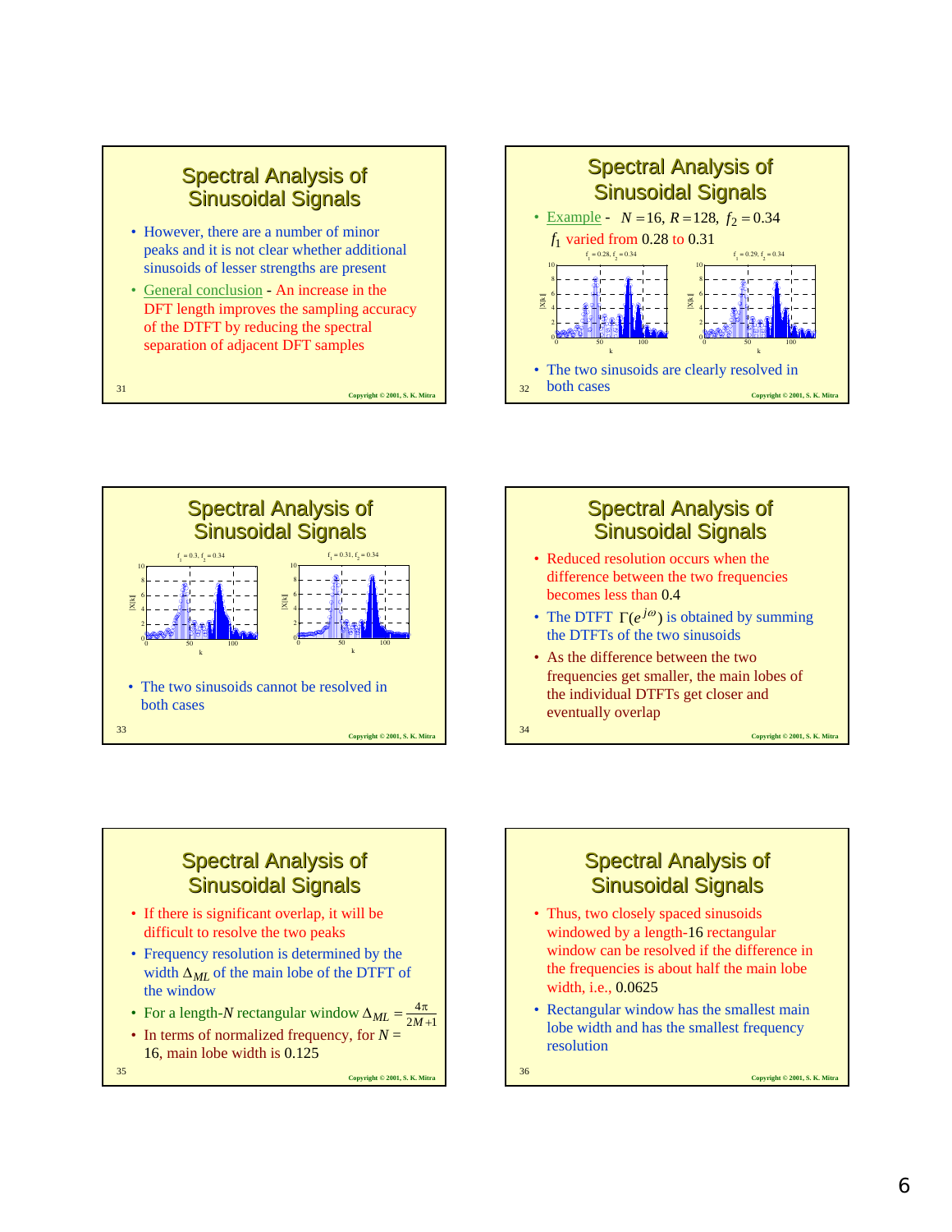## Spectral Analysis of Sinusoidal Signals

- However, there are a number of minor peaks and it is not clear whether additional sinusoids of lesser strengths are present
- General conclusion - An increase in the DFT length improves the sampling accuracy of the DTFT by reducing the spectral separation of adjacent DFT samples

## Spectral Analysis of Sinusoidal Signals

- Example - $N = 16$, $R = 128$, $f_2 = 0.34$

  $f_1$ varied from 0.28 to 0.31

$f_1 = 0.28, f_2 = 0.34$ &nbsp;&nbsp;&nbsp;&nbsp; $f_1 = 0.29, f_2 = 0.34$

- The two sinusoids are clearly resolved in both cases

## Spectral Analysis of Sinusoidal Signals

$f_1 = 0.3, f_2 = 0.34$ &nbsp;&nbsp;&nbsp;&nbsp; $f_1 = 0.31, f_2 = 0.34$

- The two sinusoids cannot be resolved in both cases

## Spectral Analysis of Sinusoidal Signals

- Reduced resolution occurs when the difference between the two frequencies becomes less than 0.4
- The DTFT $\Gamma(e^{j\omega})$ is obtained by summing the DTFTs of the two sinusoids
- As the difference between the two frequencies get smaller, the main lobes of the individual DTFTs get closer and eventually overlap

## Spectral Analysis of Sinusoidal Signals

- If there is significant overlap, it will be difficult to resolve the two peaks
- Frequency resolution is determined by the width $\Delta_{ML}$ of the main lobe of the DTFT of the window
- For a length-$N$ rectangular window $\Delta_{ML} = \frac{4\pi}{2M+1}$
- In terms of normalized frequency, for $N =$ 16, main lobe width is 0.125

## Spectral Analysis of Sinusoidal Signals

- Thus, two closely spaced sinusoids windowed by a length-16 rectangular window can be resolved if the difference in the frequencies is about half the main lobe width, i.e., 0.0625
- Rectangular window has the smallest main lobe width and has the smallest frequency resolution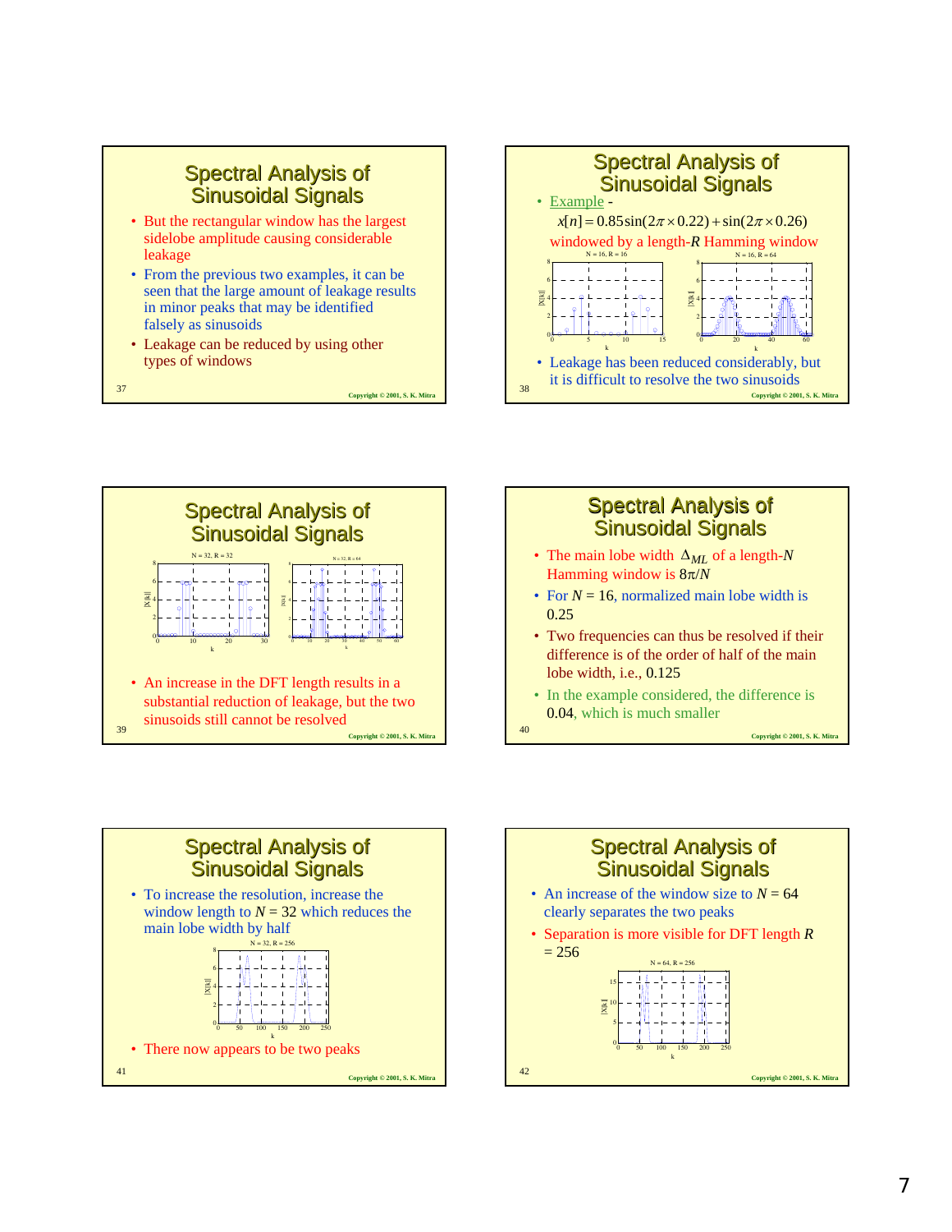## Spectral Analysis of Sinusoidal Signals

- But the rectangular window has the largest sidelobe amplitude causing considerable leakage
- From the previous two examples, it can be seen that the large amount of leakage results in minor peaks that may be identified falsely as sinusoids
- Leakage can be reduced by using other types of windows

## Spectral Analysis of Sinusoidal Signals

- Example -

$$x[n] = 0.85\sin(2\pi \times 0.22) + \sin(2\pi \times 0.26)$$

windowed by a length-$R$ Hamming window

N = 16, R = 16 | N = 16, R = 64

- Leakage has been reduced considerably, but it is difficult to resolve the two sinusoids

## Spectral Analysis of Sinusoidal Signals

N = 32, R = 32 | N = 32, R = 64

- An increase in the DFT length results in a substantial reduction of leakage, but the two sinusoids still cannot be resolved

## Spectral Analysis of Sinusoidal Signals

- The main lobe width $\Delta_{ML}$ of a length-$N$ Hamming window is $8\pi/N$
- For $N = 16$, normalized main lobe width is 0.25
- Two frequencies can thus be resolved if their difference is of the order of half of the main lobe width, i.e., 0.125
- In the example considered, the difference is 0.04, which is much smaller

## Spectral Analysis of Sinusoidal Signals

- To increase the resolution, increase the window length to $N = 32$ which reduces the main lobe width by half

N = 32, R = 256

- There now appears to be two peaks

## Spectral Analysis of Sinusoidal Signals

- An increase of the window size to $N = 64$ clearly separates the two peaks
- Separation is more visible for DFT length $R = 256$

N = 64, R = 256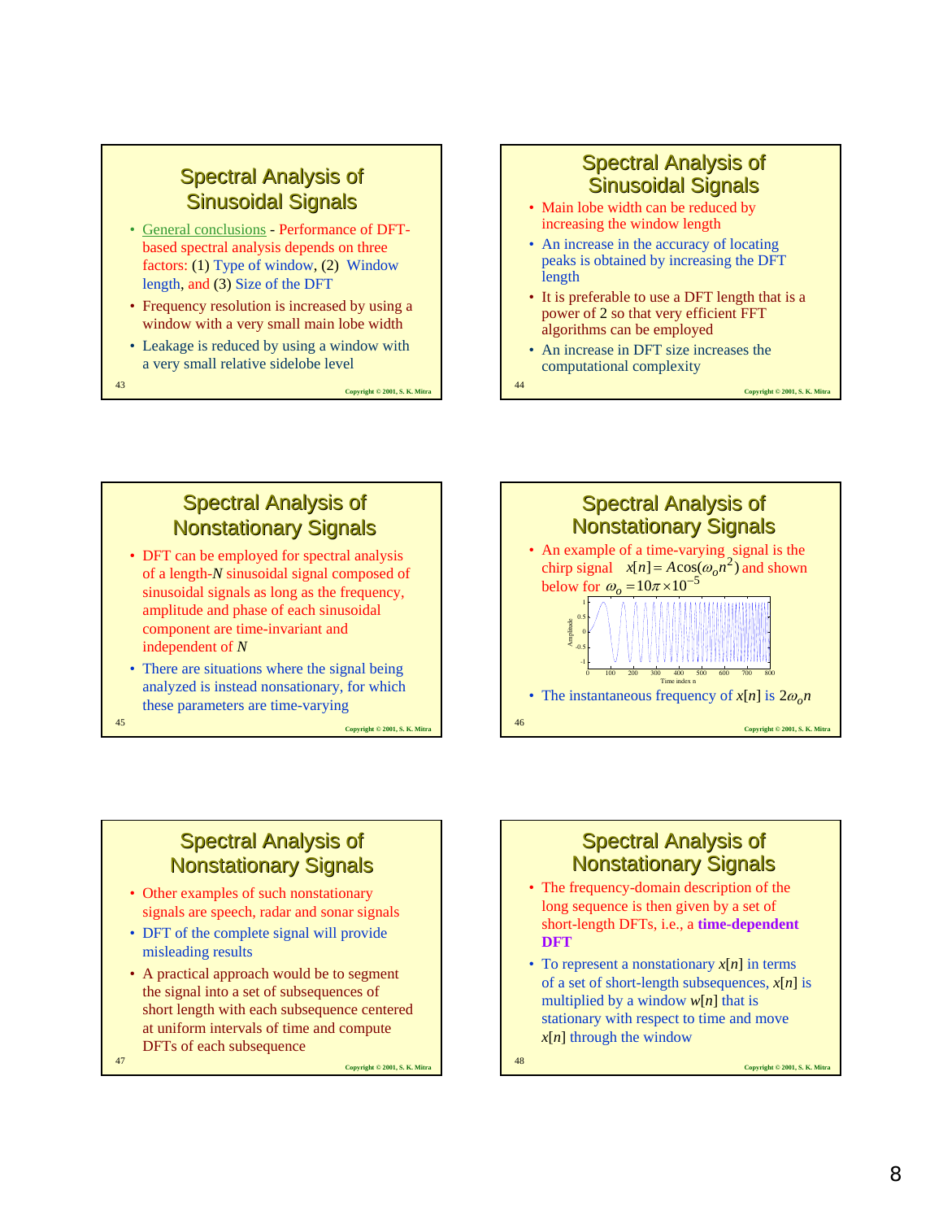## Spectral Analysis of Sinusoidal Signals

- General conclusions - Performance of DFT-based spectral analysis depends on three factors: (1) Type of window, (2) Window length, and (3) Size of the DFT
- Frequency resolution is increased by using a window with a very small main lobe width
- Leakage is reduced by using a window with a very small relative sidelobe level

## Spectral Analysis of Sinusoidal Signals

- Main lobe width can be reduced by increasing the window length
- An increase in the accuracy of locating peaks is obtained by increasing the DFT length
- It is preferable to use a DFT length that is a power of 2 so that very efficient FFT algorithms can be employed
- An increase in DFT size increases the computational complexity

## Spectral Analysis of Nonstationary Signals

- DFT can be employed for spectral analysis of a length-$N$ sinusoidal signal composed of sinusoidal signals as long as the frequency, amplitude and phase of each sinusoidal component are time-invariant and independent of $N$
- There are situations where the signal being analyzed is instead nonstationary, for which these parameters are time-varying

## Spectral Analysis of Nonstationary Signals

- An example of a time-varying signal is the chirp signal $x[n] = A\cos(\omega_o n^2)$ and shown below for $\omega_o = 10\pi \times 10^{-5}$
- The instantaneous frequency of $x[n]$ is $2\omega_o n$

## Spectral Analysis of Nonstationary Signals

- Other examples of such nonstationary signals are speech, radar and sonar signals
- DFT of the complete signal will provide misleading results
- A practical approach would be to segment the signal into a set of subsequences of short length with each subsequence centered at uniform intervals of time and compute DFTs of each subsequence

## Spectral Analysis of Nonstationary Signals

- The frequency-domain description of the long sequence is then given by a set of short-length DFTs, i.e., a **time-dependent DFT**
- To represent a nonstationary $x[n]$ in terms of a set of short-length subsequences, $x[n]$ is multiplied by a window $w[n]$ that is stationary with respect to time and move $x[n]$ through the window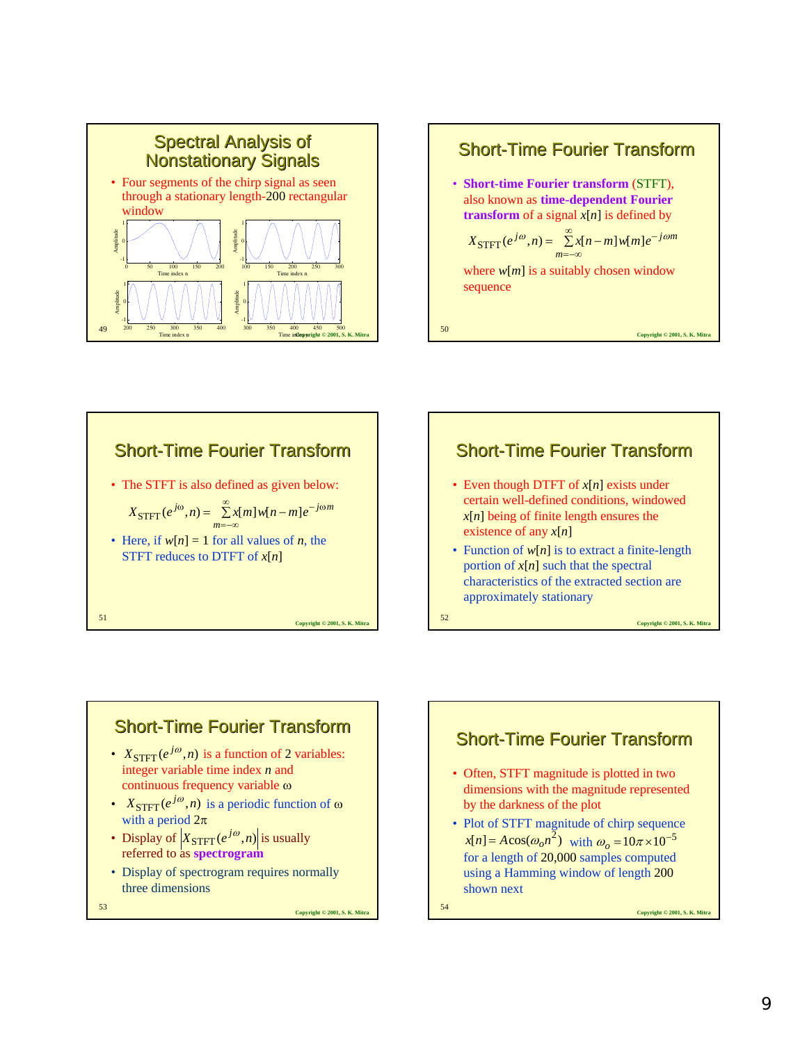## Spectral Analysis of Nonstationary Signals

- Four segments of the chirp signal as seen through a stationary length-200 rectangular window

## Short-Time Fourier Transform

- **Short-time Fourier transform** (STFT), also known as **time-dependent Fourier transform** of a signal $x[n]$ is defined by

$$X_{STFT}(e^{j\omega}, n) = \sum_{m=-\infty}^{\infty} x[n-m]w[m]e^{-j\omega m}$$

where $w[m]$ is a suitably chosen window sequence

## Short-Time Fourier Transform

- The STFT is also defined as given below:

$$X_{STFT}(e^{j\omega}, n) = \sum_{m=-\infty}^{\infty} x[m]w[n-m]e^{-j\omega m}$$

- Here, if $w[n] = 1$ for all values of $n$, the STFT reduces to DTFT of $x[n]$

## Short-Time Fourier Transform

- Even though DTFT of $x[n]$ exists under certain well-defined conditions, windowed $x[n]$ being of finite length ensures the existence of any $x[n]$
- Function of $w[n]$ is to extract a finite-length portion of $x[n]$ such that the spectral characteristics of the extracted section are approximately stationary

## Short-Time Fourier Transform

- $X_{STFT}(e^{j\omega}, n)$ is a function of 2 variables: integer variable time index $n$ and continuous frequency variable $\omega$
- $X_{STFT}(e^{j\omega}, n)$ is a periodic function of $\omega$ with a period $2\pi$
- Display of $|X_{STFT}(e^{j\omega}, n)|$ is usually referred to as **spectrogram**
- Display of spectrogram requires normally three dimensions

## Short-Time Fourier Transform

- Often, STFT magnitude is plotted in two dimensions with the magnitude represented by the darkness of the plot
- Plot of STFT magnitude of chirp sequence $x[n] = A\cos(\omega_o n^2)$ with $\omega_o = 10\pi \times 10^{-5}$ for a length of 20,000 samples computed using a Hamming window of length 200 shown next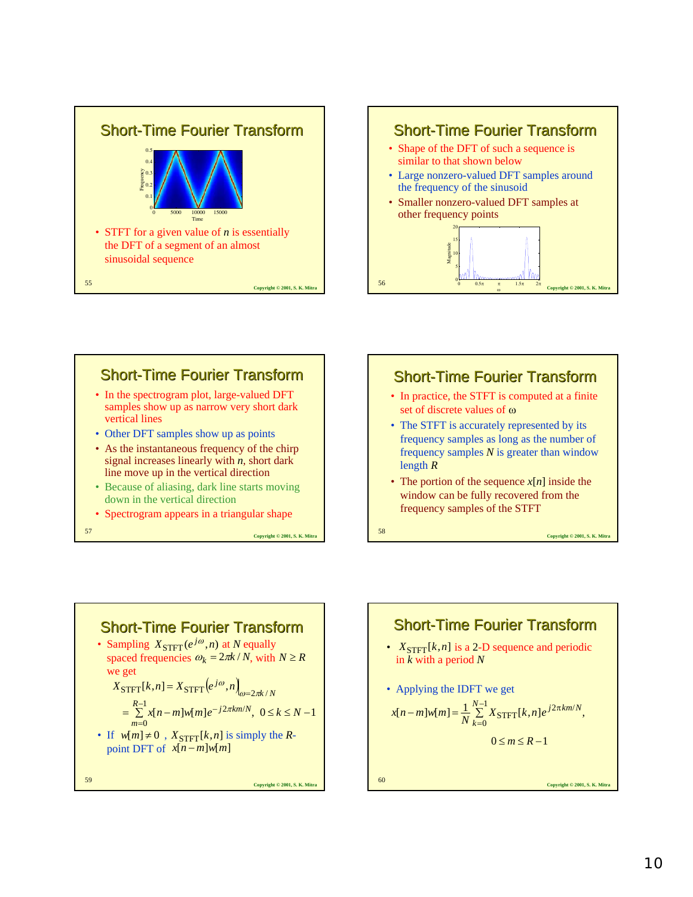## Short-Time Fourier Transform

- STFT for a given value of $n$ is essentially the DFT of a segment of an almost sinusoidal sequence

## Short-Time Fourier Transform

- Shape of the DFT of such a sequence is similar to that shown below
- Large nonzero-valued DFT samples around the frequency of the sinusoid
- Smaller nonzero-valued DFT samples at other frequency points

## Short-Time Fourier Transform

- In the spectrogram plot, large-valued DFT samples show up as narrow very short dark vertical lines
- Other DFT samples show up as points
- As the instantaneous frequency of the chirp signal increases linearly with $n$, short dark line move up in the vertical direction
- Because of aliasing, dark line starts moving down in the vertical direction
- Spectrogram appears in a triangular shape

## Short-Time Fourier Transform

- In practice, the STFT is computed at a finite set of discrete values of $\omega$
- The STFT is accurately represented by its frequency samples as long as the number of frequency samples $N$ is greater than window length $R$
- The portion of the sequence $x[n]$ inside the window can be fully recovered from the frequency samples of the STFT

## Short-Time Fourier Transform

- Sampling $X_{\text{STFT}}(e^{j\omega}, n)$ at $N$ equally spaced frequencies $\omega_k = 2\pi k / N$, with $N \geq R$ we get

$$X_{\text{STFT}}[k,n] = X_{\text{STFT}}\left(e^{j\omega}, n\right)\Big|_{\omega = 2\pi k / N}$$

$$= \sum_{m=0}^{R-1} x[n-m]w[m]e^{-j2\pi km/N}, \quad 0 \leq k \leq N-1$$

- If $w[m] \neq 0$ , $X_{\text{STFT}}[k,n]$ is simply the $R$-point DFT of $x[n-m]w[m]$

## Short-Time Fourier Transform

- $X_{\text{STFT}}[k,n]$ is a 2-D sequence and periodic in $k$ with a period $N$
- Applying the IDFT we get

$$x[n-m]w[m] = \frac{1}{N}\sum_{k=0}^{N-1} X_{\text{STFT}}[k,n]e^{j2\pi km/N},$$

$$0 \leq m \leq R-1$$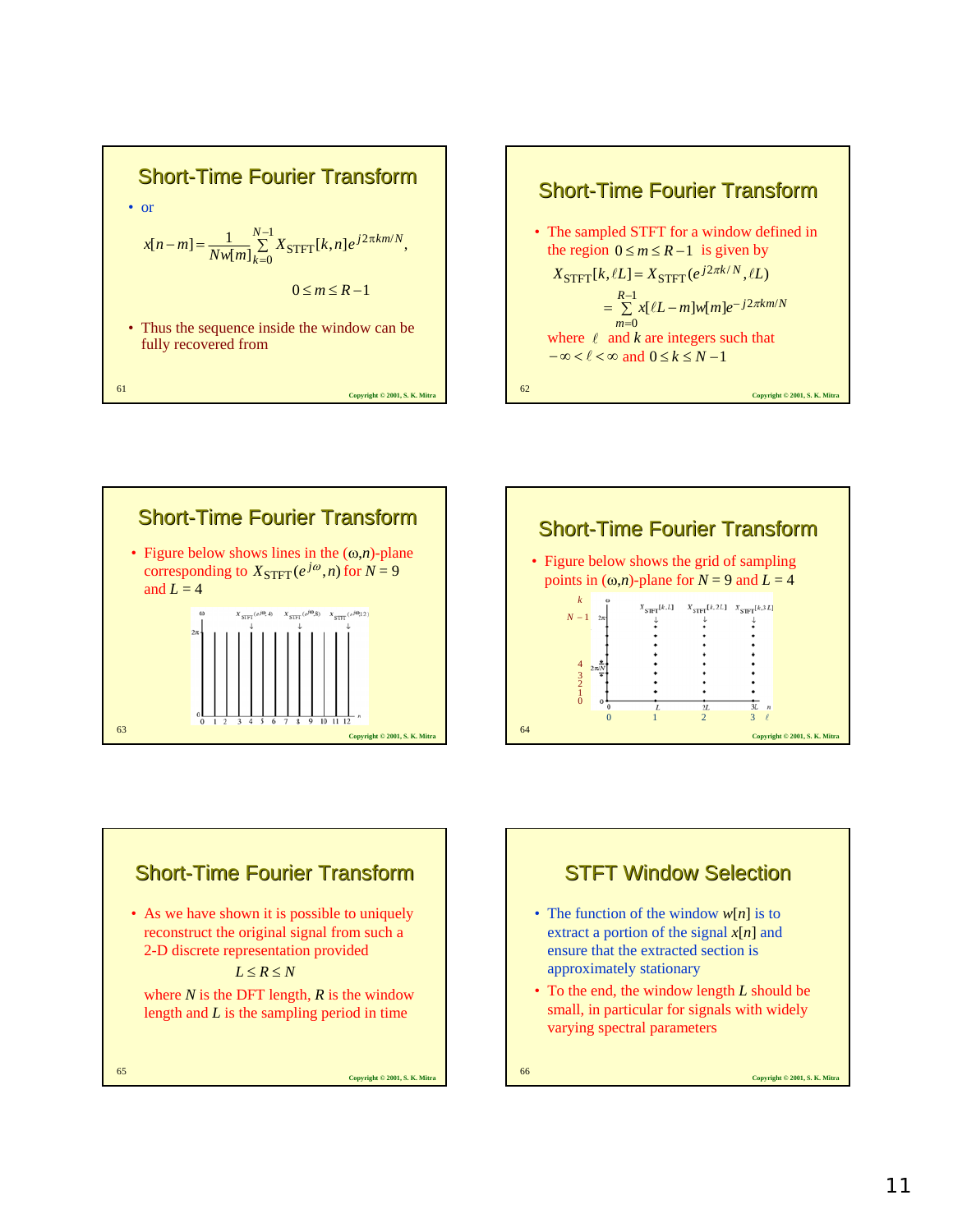## Short-Time Fourier Transform

- or

$$x[n-m] = \frac{1}{Nw[m]} \sum_{k=0}^{N-1} X_{\text{STFT}}[k,n] e^{j2\pi km/N},$$

$$0 \le m \le R-1$$

- Thus the sequence inside the window can be fully recovered from

## Short-Time Fourier Transform

- The sampled STFT for a window defined in the region $0 \le m \le R-1$ is given by

$$X_{\text{STFT}}[k,\ell L] = X_{\text{STFT}}(e^{j2\pi k/N}, \ell L)$$
$$= \sum_{m=0}^{R-1} x[\ell L - m] w[m] e^{-j2\pi km/N}$$

where $\ell$ and $k$ are integers such that $-\infty < \ell < \infty$ and $0 \le k \le N-1$

## Short-Time Fourier Transform

- Figure below shows lines in the $(\omega, n)$-plane corresponding to $X_{\text{STFT}}(e^{j\omega}, n)$ for $N = 9$ and $L = 4$

## Short-Time Fourier Transform

- Figure below shows the grid of sampling points in $(\omega, n)$-plane for $N = 9$ and $L = 4$

## Short-Time Fourier Transform

- As we have shown it is possible to uniquely reconstruct the original signal from such a 2-D discrete representation provided

$$L \le R \le N$$

where $N$ is the DFT length, $R$ is the window length and $L$ is the sampling period in time

## STFT Window Selection

- The function of the window $w[n]$ is to extract a portion of the signal $x[n]$ and ensure that the extracted section is approximately stationary
- To the end, the window length $L$ should be small, in particular for signals with widely varying spectral parameters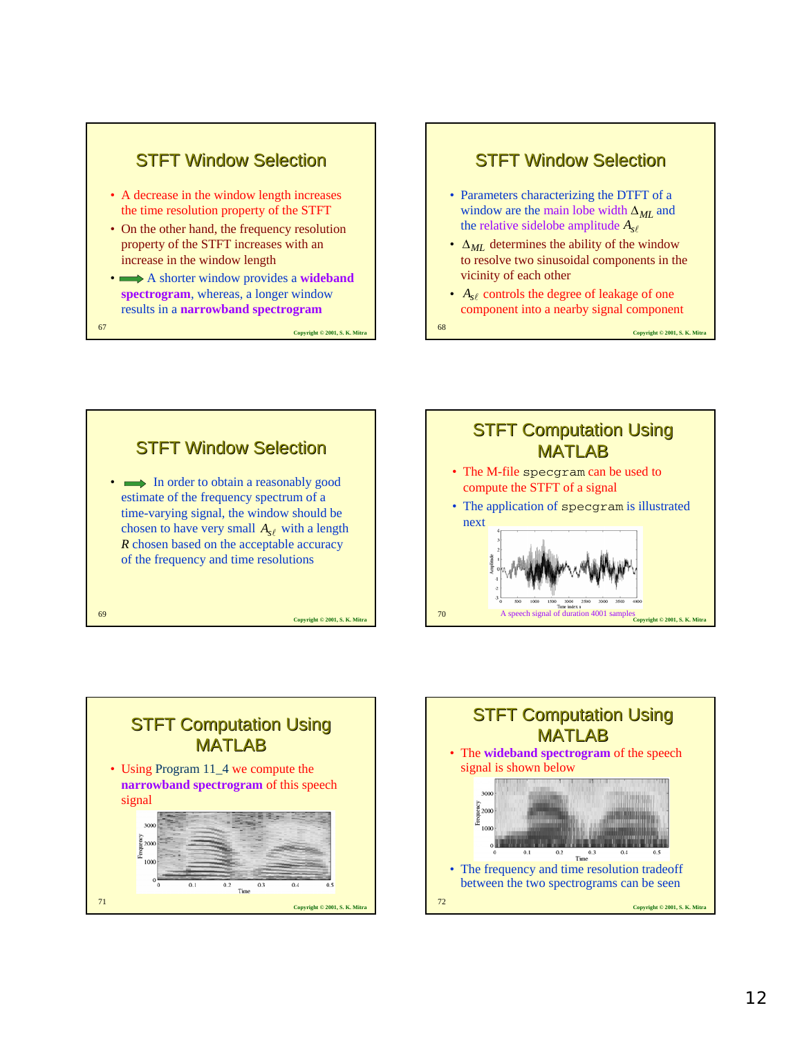## STFT Window Selection

- A decrease in the window length increases the time resolution property of the STFT
- On the other hand, the frequency resolution property of the STFT increases with an increase in the window length
- ➡ A shorter window provides a **wideband spectrogram**, whereas, a longer window results in a **narrowband spectrogram**

## STFT Window Selection

- Parameters characterizing the DTFT of a window are the main lobe width $\Delta_{ML}$ and the relative sidelobe amplitude $A_{s\ell}$
- $\Delta_{ML}$ determines the ability of the window to resolve two sinusoidal components in the vicinity of each other
- $A_{s\ell}$ controls the degree of leakage of one component into a nearby signal component

## STFT Window Selection

- ➡ In order to obtain a reasonably good estimate of the frequency spectrum of a time-varying signal, the window should be chosen to have very small $A_{s\ell}$ with a length $R$ chosen based on the acceptable accuracy of the frequency and time resolutions

## STFT Computation Using MATLAB

- The M-file `specgram` can be used to compute the STFT of a signal
- The application of `specgram` is illustrated next

Amplitude
4
3
2
1
0
-1
-2
-3
0 500 1000 1500 2000 2500 3000 3500 4000
Time index n

A speech signal of duration 4001 samples

## STFT Computation Using MATLAB

- Using Program 11_4 we compute the **narrowband spectrogram** of this speech signal

Frequency
3000
2000
1000
0
0 0.1 0.2 0.3 0.4 0.5
Time

## STFT Computation Using MATLAB

- The **wideband spectrogram** of the speech signal is shown below

Frequency
3000
2000
1000
0
0 0.1 0.2 0.3 0.4 0.5
Time

- The frequency and time resolution tradeoff between the two spectrograms can be seen